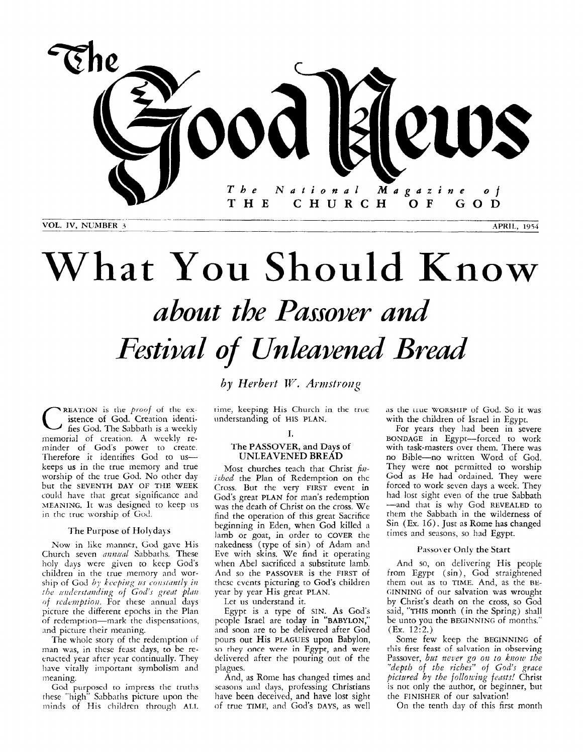# The Good News

The National Magazine of THE CHURCH OF GOD

VOL. IV, NUMBER 3 — APRIL, 1954

# What You Should Know

## *about the Passover and Festival of Unleavened Bread*

*by Herbert W. Armstrong*

CREATION is the *proof* of the existence of God. Creation identifies God. The Sabbath is a weekly memorial of creation. A weekly reminder of God's power to create. Therefore it identifies God to us—keeps us in the true memory and true worship of the true God. No other day but the SEVENTH DAY OF THE WEEK could have that great significance and MEANING. It was designed to keep us in the true worship of God.

### The Purpose of Holydays

Now in like manner, God gave His Church seven *annual* Sabbaths. These holy days were given to keep God's children in the true memory and worship of God *by keeping us constantly in the understanding of God's great plan of redemption.* For these annual days picture the different epochs in the Plan of redemption—mark the dispensations, and picture their meaning.

The whole story of the redemption of man was, in these feast days, to be re-enacted year after year continually. They have vitally important symbolism and meaning.

God purposed to impress the truths these "high" Sabbaths picture upon the minds of His children through ALL time, keeping His Church in the true understanding of HIS PLAN.

### I.

### The PASSOVER, and Days of UNLEAVENED BREAD

Most churches teach that Christ *finished* the Plan of Redemption on the Cross. But the very FIRST event in God's great PLAN for man's redemption was the death of Christ on the cross. We find the operation of this great Sacrifice beginning in Eden, when God killed a lamb or goat, in order to COVER the nakedness (type of sin) of Adam and Eve with skins. We find it operating when Abel sacrificed a substitute lamb. And so the PASSOVER is the FIRST of these events picturing to God's children year by year His great PLAN.

Let us understand it.

Egypt is a type of SIN. As God's people Israel are today in "BABYLON," and soon are to be delivered after God pours out His PLAGUES upon Babylon, so they once were in Egypt, and were delivered after the pouring out of the plagues.

And, as Rome has changed times and seasons and days, professing Christians have been deceived, and have lost sight of true TIME, and God's DAYS, as well as the true WORSHIP of God. So it was with the children of Israel in Egypt.

For years they had been in severe BONDAGE in Egypt—forced to work with task-masters over them. There was no Bible—no written Word of God. They were not permitted to worship God as He had ordained. They were forced to work seven days a week. They had lost sight even of the true Sabbath—and that is why God REVEALED to them the Sabbath in the wilderness of Sin (Ex. 16). Just as Rome has changed times and seasons, so had Egypt.

### Passover Only the Start

And so, on delivering His people from Egypt (sin), God straightened them out as to TIME. And, as the BEGINNING of our salvation was wrought by Christ's death on the cross, so God said, "THIS month (in the Spring) shall be unto you the BEGINNING of months." (Ex. 12:2.)

Some few keep the BEGINNING of this first feast of salvation in observing Passover, *but never go on to know the "depth of the riches" of God's grace pictured by the following feasts!* Christ is not only the author, or beginner, but the FINISHER of our salvation!

On the tenth day of this first month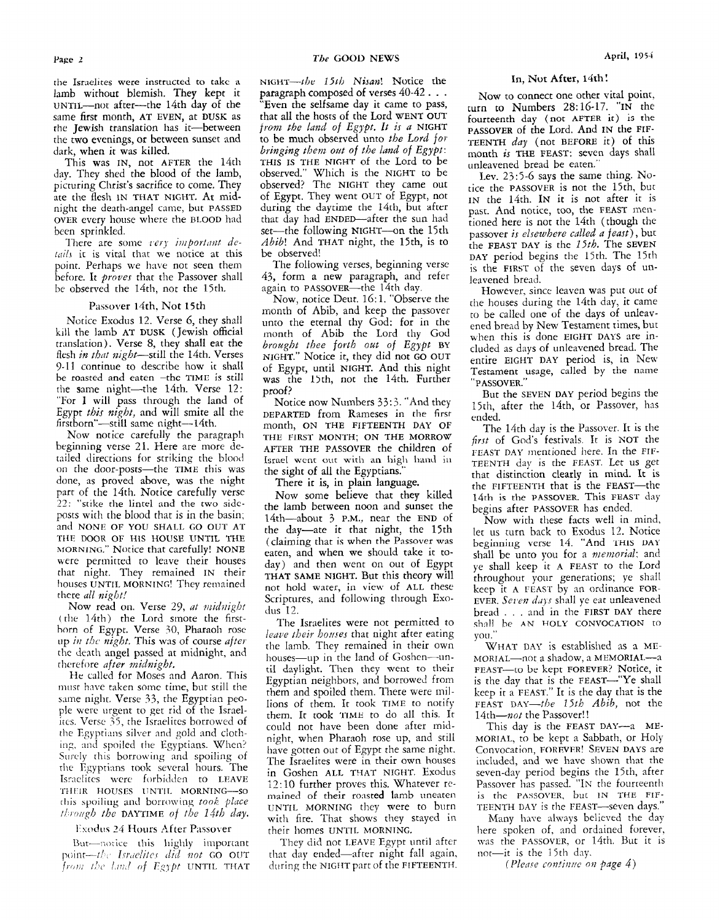the Israelites were instructed to take a lamb without blemish. They kept it UNTIL—not after—the 14th day of the same first month, AT EVEN, at DUSK as the Jewish translation has it—between the two evenings, or between sunset and dark, when it was killed.

This was IN, not AFTER the 14th day. They shed the blood of the lamb, picturing Christ's sacrifice to come. They ate the flesh IN THAT NIGHT. At midnight the death-angel came, but PASSED OVER every house where the BLOOD had been sprinkled.

There are some *very important details* it is vital that we notice at this point. Perhaps we have not seen them before. It *proves* that the Passover shall be observed the 14th, not the 15th.

### Passover 14th, Not 15th

Notice Exodus 12. Verse 6, they shall kill the lamb AT DUSK (Jewish official translation). Verse 8, they shall eat the flesh *in that night*—still the 14th. Verses 9-11 continue to describe how it shall be roasted and eaten —the TIME is still the same night—the 14th. Verse 12: "For I will pass through the land of Egypt *this night,* and will smite all the firstborn"—still same night—14th.

Now notice carefully the paragraph beginning verse 21. Here are more detailed directions for striking the blood on the door-posts—the TIME this was done, as proved above, was the night part of the 14th. Notice carefully verse 22: "strike the lintel and the two sideposts with the blood that is in the basin; and NONE OF YOU SHALL GO OUT AT THE DOOR OF HIS HOUSE UNTIL THE MORNING." Notice that carefully! NONE were permitted to leave their houses that night. They remained IN their houses UNTIL MORNING! They remained there *all night!*

Now read on. Verse 29, *at midnight* (the 14th) the Lord smote the firstborn of Egypt. Verse 30, Pharaoh rose up *in the night.* This was of course *after* the death angel passed at midnight, and therefore *after midnight.*

He called for Moses and Aaron. This must have taken some time, but still the same night. Verse 33, the Egyptian people were urgent to get rid of the Israelites. Verse 35, the Israelites borrowed of the Egyptians silver and gold and clothing, and spoiled the Egyptians. When? Surely this borrowing and spoiling of the Egyptians took several hours. The Israelites were forbidden to LEAVE THEIR HOUSES UNTIL MORNING—so this spoiling and borrowing *took place through the* DAYTIME *of the 14th day.*

### Exodus 24 Hours After Passover

But—notice this highly important point—*the Israelites did not* GO OUT *from the land of Egypt* UNTIL THAT NIGHT—*the 15th Nisan*! Notice the paragraph composed of verses 40-42 . . . "Even the selfsame day it came to pass, that all the hosts of the Lord WENT OUT *from the land of Egypt. It is a* NIGHT to be much observed unto *the Lord for bringing them out of the land of Egypt*: THIS IS THE NIGHT of the Lord to be observed." Which is the NIGHT to be observed? The NIGHT they came out of Egypt. They went OUT of Egypt, not during the daytime the 14th, but after that day had ENDED—after the sun had set—the following NIGHT—on the 15th *Abib*! And THAT night, the 15th, is to be observed!

The following verses, beginning verse 43, form a new paragraph, and refer again to PASSOVER—the 14th day.

Now, notice Deut. 16:1. "Observe the month of Abib, and keep the passover unto the eternal thy God: for in the month of Abib the Lord thy God *brought thee forth out of Egypt* BY NIGHT." Notice it, they did not GO OUT of Egypt, until NIGHT. And this night was the 15th, not the 14th. Further proof?

Notice now Numbers 33:3. "And they DEPARTED from Rameses in the first month, ON THE FIFTEENTH DAY OF THE FIRST MONTH; ON THE MORROW AFTER THE PASSOVER the children of Israel went out with an high hand in the sight of all the Egyptians."

There it is, in plain language.

Now some believe that they killed the lamb between noon and sunset the 14th—about 3 P.M., near the END of the day—ate it that night, the 15th (claiming that is when the Passover was eaten, and when we should take it today) and then went on out of Egypt THAT SAME NIGHT. But this theory will not hold water, in view of ALL these Scriptures, and following through Exodus 12.

The Israelites were not permitted to *leave their houses* that night after eating the lamb. They remained in their own houses—up in the land of Goshen—until daylight. Then they went to their Egyptian neighbors, and borrowed from them and spoiled them. There were millions of them. It took TIME to notify them. It took TIME to do all this. It could not have been done after midnight, when Pharaoh rose up, and still have gotten out of Egypt the same night. The Israelites were in their own houses in Goshen ALL THAT NIGHT. Exodus 12:10 further proves this. Whatever remained of their roasted lamb uneaten UNTIL MORNING they were to burn with fire. That shows they stayed in their homes UNTIL MORNING.

They did not LEAVE Egypt until after that day ended—after night fall again, during the NIGHT part of the FIFTEENTH.

### In, Not After, 14th!

Now to connect one other vital point, turn to Numbers 28:16-17. "IN the fourteenth day (not AFTER it) is the PASSOVER of the Lord. And IN the FIFTEENTH *day* (not BEFORE it) of this month *is* THE FEAST: seven days shall unleavened bread be eaten."

Lev. 23:5-6 says the same thing. Notice the PASSOVER is not the 15th, but IN the 14th. IN it is not after it is past. And notice, too, the FEAST mentioned here is not the 14th (though the passover *is elsewhere called a feast*), but the FEAST DAY is the *15th*. The SEVEN DAY period begins the 15th. The 15th is the FIRST of the seven days of unleavened bread.

However, since leaven was put out of the houses during the 14th day, it came to be called one of the days of unleavened bread by New Testament times, but when this is done EIGHT DAYS are included as days of unleavened bread. The entire EIGHT DAY period is, in New Testament usage, called by the name "PASSOVER."

But the SEVEN DAY period begins the 15th, after the 14th, or Passover, has ended.

The 14th day is the Passover. It is the *first* of God's festivals. It is NOT the FEAST DAY mentioned here. In the FIFTEENTH day is the FEAST. Let us get that distinction clearly in mind. It is the FIFTEENTH that is the FEAST—the 14th is the PASSOVER. This FEAST day begins after PASSOVER has ended.

Now with these facts well in mind, let us turn back to Exodus 12. Notice beginning verse 14. "And THIS DAY shall be unto you for a *memorial*; and ye shall keep it A FEAST to the Lord throughout your generations; ye shall keep it A FEAST by an ordinance FOREVER. *Seven days* shall ye eat unleavened bread . . . and in the FIRST DAY there shall be AN HOLY CONVOCATION to you."

WHAT DAY is established as a MEMORIAL—not a shadow, a MEMORIAL—a FEAST—to be kept FOREVER? Notice, it is the day that is the FEAST—"Ye shall keep it a FEAST." It is the day that is the FEAST DAY—*the 15th Abib,* not the 14th—*not* the Passover!!

This day is the FEAST DAY—a MEMORIAL, to be kept a Sabbath, or Holy Convocation, FOREVER! SEVEN DAYS are included, and we have shown that the seven-day period begins the 15th, after Passover has passed. "IN the fourteenth is the PASSOVER, but IN THE FIFTEENTH DAY is the FEAST—seven days."

Many have always believed the day here spoken of, and ordained forever, was the PASSOVER, or 14th. But it is not—it is the 15th day.

*(Please continue on page 4)*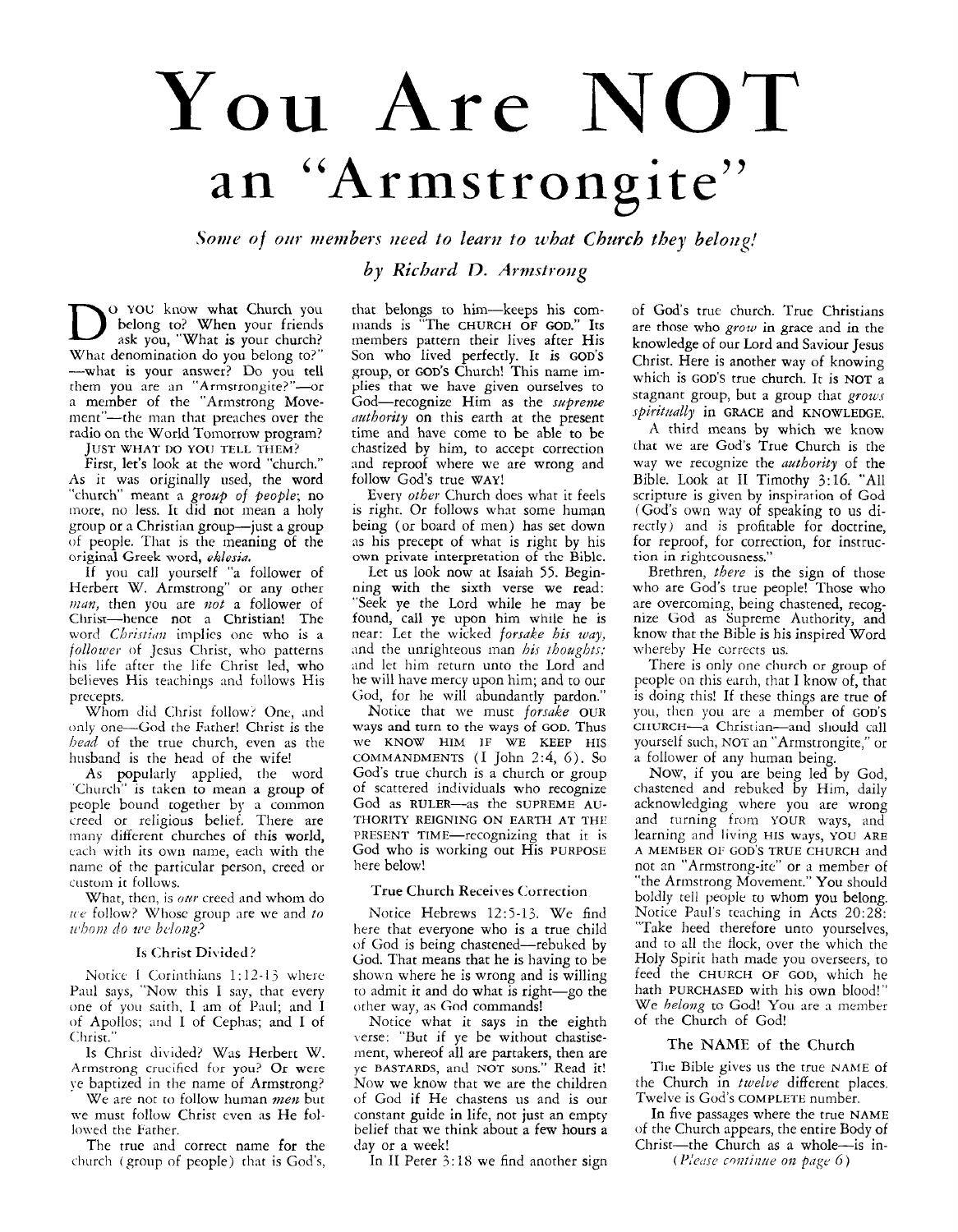# You Are NOT an "Armstrongite"

*Some of our members need to learn to what Church they belong!*

*by Richard D. Armstrong*

DO YOU know what Church you belong to? When your friends ask you, "What is your church? What denomination do you belong to?" —what is your answer? Do you tell them you are an "Armstrongite?"—or a member of the "Armstrong Movement"—the man that preaches over the radio on the World Tomorrow program?

JUST WHAT DO YOU TELL THEM?

First, let's look at the word "church." As it was originally used, the word "church" meant a *group of people*; no more, no less. It did not mean a holy group or a Christian group—just a group of people. That is the meaning of the original Greek word, *eklesia*.

If you call yourself "a follower of Herbert W. Armstrong" or any other *man*, then you are *not* a follower of Christ—hence not a Christian! The word *Christian* implies one who is a *follower* of Jesus Christ, who patterns his life after the life Christ led, who believes His teachings and follows His precepts.

Whom did Christ follow? One, and only one—God the Father! Christ is the *head* of the true church, even as the husband is the head of the wife!

As popularly applied, the word "Church" is taken to mean a group of people bound together by a common creed or religious belief. There are many different churches of this world, each with its own name, each with the name of the particular person, creed or custom it follows.

What, then, is *our* creed and whom do *we* follow? Whose group are we and *to whom do we belong?*

### Is Christ Divided?

Notice I Corinthians 1:12-13 where Paul says, "Now this I say, that every one of you saith, I am of Paul; and I of Apollos; and I of Cephas; and I of Christ."

Is Christ divided? Was Herbert W. Armstrong crucified for you? Or were ye baptized in the name of Armstrong?

We are not to follow human *men* but we must follow Christ even as He followed the Father.

The true and correct name for the church (group of people) that is God's, that belongs to him—keeps his commands is "The CHURCH OF GOD." Its members pattern their lives after His Son who lived perfectly. It is GOD'S group, or GOD'S Church! This name implies that we have given ourselves to God—recognize Him as the *supreme authority* on this earth at the present time and have come to be able to be chastized by him, to accept correction and reproof where we are wrong and follow God's true WAY!

Every *other* Church does what it feels is right. Or follows what some human being (or board of men) has set down as his precept of what is right by his own private interpretation of the Bible.

Let us look now at Isaiah 55. Beginning with the sixth verse we read: "Seek ye the Lord while he may be found, call ye upon him while he is near: Let the wicked *forsake his way*, and the unrighteous man *his thoughts:* and let him return unto the Lord and he will have mercy upon him; and to our God, for he will abundantly pardon."

Notice that we must *forsake* OUR ways and turn to the ways of GOD. Thus we KNOW HIM IF WE KEEP HIS COMMANDMENTS (I John 2:4, 6). So God's true church is a church or group of scattered individuals who recognize God as RULER—as the SUPREME AUTHORITY REIGNING ON EARTH AT THE PRESENT TIME—recognizing that it is God who is working out His PURPOSE here below!

### True Church Receives Correction

Notice Hebrews 12:5-13. We find here that everyone who is a true child of God is being chastened—rebuked by God. That means that he is having to be shown where he is wrong and is willing to admit it and do what is right—go the other way, as God commands!

Notice what it says in the eighth verse: "But if ye be without chastisement, whereof all are partakers, then are ye BASTARDS, and NOT sons." Read it! Now we know that we are the children of God if He chastens us and is our constant guide in life, not just an empty belief that we think about a few hours a day or a week!

In II Peter 3:18 we find another sign of God's true church. True Christians are those who *grow* in grace and in the knowledge of our Lord and Saviour Jesus Christ. Here is another way of knowing which is GOD'S true church. It is NOT a stagnant group, but a group that *grows spiritually* in GRACE and KNOWLEDGE.

A third means by which we know that we are God's True Church is the way we recognize the *authority* of the Bible. Look at II Timothy 3:16. "All scripture is given by inspiration of God (God's own way of speaking to us directly) and is profitable for doctrine, for reproof, for correction, for instruction in righteousness."

Brethren, *there* is the sign of those who are God's true people! Those who are overcoming, being chastened, recognize God as Supreme Authority, and know that the Bible is his inspired Word whereby He corrects us.

There is only one church or group of people on this earth, that I know of, that is doing this! If these things are true of you, then you are a member of GOD'S CHURCH—a Christian—and should call yourself such, NOT an "Armstrongite," or a follower of any human being.

NOW, if you are being led by God, chastened and rebuked by Him, daily acknowledging where you are wrong and turning from YOUR ways, and learning and living HIS ways, YOU ARE A MEMBER OF GOD'S TRUE CHURCH and not an "Armstrong-ite" or a member of "the Armstrong Movement." You should boldly tell people to whom you belong. Notice Paul's teaching in Acts 20:28: "Take heed therefore unto yourselves, and to all the flock, over the which the Holy Spirit hath made you overseers, to feed the CHURCH OF GOD, which he hath PURCHASED with his own blood!" We *belong* to God! You are a member of the Church of God!

### The NAME of the Church

The Bible gives us the true NAME of the Church in *twelve* different places. Twelve is God's COMPLETE number.

In five passages where the true NAME of the Church appears, the entire Body of Christ—the Church as a whole—is in-

*(Please continue on page 6)*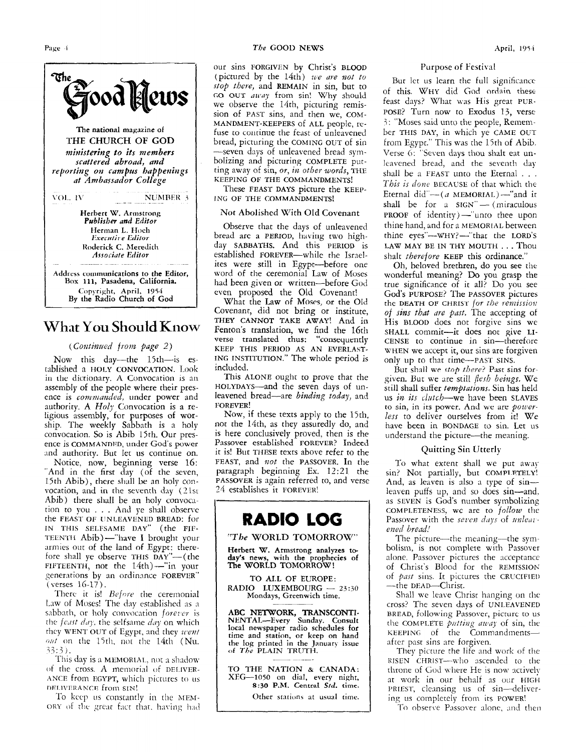# The Good News

**The national magazine of**
**THE CHURCH OF GOD**
*ministering to its members scattered abroad, and reporting on campus happenings at Ambassador College*

VOL. IV NUMBER 3

**Herbert W. Armstrong**
*Publisher and Editor*
Herman L. Hoeh
*Executive Editor*
Roderick C. Meredith
*Associate Editor*

**Address communications to the Editor, Box 111, Pasadena, California.**
Copyright, April, 1954
By the Radio Church of God

## What You Should Know

*(Continued from page 2)*

Now this day—the 15th—is established a HOLY CONVOCATION. Look in the dictionary. A Convocation is an assembly of the people where their presence is *commanded*, under power and authority. A *Holy* Convocation is a religious assembly, for purposes of worship. The weekly Sabbath is a holy convocation. So is Abib 15th. Our presence is COMMANDED, under God's power and authority. But let us continue on.

Notice, now, beginning verse 16: "And in the first day (of the seven, 15th Abib), there shall be an holy convocation, and in the seventh day (21st Abib) there shall be an holy convocation to you . . . And ye shall observe the FEAST OF UNLEAVENED BREAD: for IN THIS SELFSAME DAY" (the FIFTEENTH Abib)—"have I brought your armies out of the land of Egypt: therefore shall ye observe THIS DAY"—(the FIFTEENTH, not the 14th)—"in your generations by an ordinance FOREVER" (verses 16-17).

There it is! *Before* the ceremonial Law of Moses! The day established as a sabbath, or holy convocation *forever* is the *feast day*, the selfsame *day* on which they WENT OUT of Egypt, and they *went out* on the 15th, not the 14th (Nu. 33:3).

This day is a MEMORIAL, not a shadow of the cross. A memorial of DELIVERANCE from EGYPT, which pictures to us DELIVERANCE from SIN!

To keep us constantly in the MEMORY of the great fact that, having had our sins FORGIVEN by Christ's BLOOD (pictured by the 14th) *we are not to stop there,* and REMAIN in sin, but to GO OUT *away* from sin! Why should we observe the 14th, picturing remission of PAST sins, and then we, COMMANDMENT-KEEPERS of ALL people, refuse to continue the feast of unleavened bread, picturing the COMING OUT of sin—seven days of unleavened bread symbolizing and picturing COMPLETE putting away of sin, *or, in other words,* THE KEEPING OF THE COMMANDMENTS!

These FEAST DAYS picture the KEEPING OF THE COMMANDMENTS!

### Not Abolished With Old Covenant

Observe that the days of unleavened bread are a PERIOD, having two high-day SABBATHS. And this PERIOD is established FOREVER—while the Israelites were still in Egypt—before one word of the ceremonial Law of Moses had been given or written—before God even proposed the Old Covenant!

What the Law of Moses, or the Old Covenant, did not bring or institute, THEY CANNOT TAKE AWAY! And in Fenton's translation, we find the 16th verse translated thus: "consequently KEEP THIS PERIOD AS AN EVERLASTING INSTITUTION." The whole period is included.

This ALONE ought to prove that the HOLYDAYS—and the seven days of unleavened bread—are *binding today,* and FOREVER!

Now, if these texts apply to the 15th, not the 14th, as they assuredly do, and is here conclusively proved, then is the Passover established FOREVER? Indeed it is! But THESE texts above refer to the FEAST, and *not* the PASSOVER. In the paragraph beginning Ex. 12:21 the PASSOVER is again referred to, and verse 24 establishes it FOREVER!

---

## RADIO LOG

*"The* WORLD TOMORROW"

**Herbert W. Armstrong analyzes today's news, with the prophecies of The WORLD TOMORROW!**

TO ALL OF EUROPE:
RADIO LUXEMBOURG — 23:30
Mondays, Greenwich time.

**ABC NETWORK, TRANSCONTINENTAL—Every Sunday. Consult local newspaper radio schedules for time and station, or keep on hand the log printed in the January issue of *The* PLAIN TRUTH.**

TO THE NATION & CANADA:
XEG—1050 on dial, every night,
**8:30 P.M. Central *Std.* time.**
Other stations at usual time.

---

### Purpose of Festival

But let us learn the full significance of this. WHY did God ordain these feast days? What was His great PURPOSE? Turn now to Exodus 13, verse 3: "Moses said unto the people, Remember THIS DAY, in which ye CAME OUT from Egypt." This was the 15th of Abib. Verse 6: "Seven days thou shalt eat unleavened bread, and the seventh day shall be a FEAST unto the Eternal . . . *This is done* BECAUSE of that which the Eternal did"—(*a* MEMORIAL)—"and it shall be for a SIGN"—(miraculous PROOF of identity)—"unto thee upon thine hand, and for a MEMORIAL between thine eyes"—WHY?—"that the LORD'S LAW MAY BE IN THY MOUTH . . . Thou shalt *therefore* KEEP this ordinance."

Oh, beloved brethren, do you see the wonderful meaning? Do you grasp the true significance of it all? Do you see God's PURPOSE? The PASSOVER pictures the DEATH OF CHRIST *for the remission of sins that are past.* The accepting of His BLOOD does not forgive sins we SHALL commit—it does not give LICENSE to continue in sin—therefore WHEN we accept it, our sins are forgiven only up to that time—PAST SINS.

But shall we *stop there?* Past sins forgiven. But we are still *flesh beings.* We still shall suffer *temptations.* Sin has held us *in its clutch*—we have been SLAVES to sin, in its power. And we are *powerless* to deliver ourselves from it! We have been in BONDAGE to sin. Let us understand the picture—the meaning.

### Quitting Sin Utterly

To what extent shall we put away sin? Not partially, but COMPLETELY! And, as leaven is also a type of sin—leaven puffs up, and so does sin—and, as SEVEN is God's number symbolizing COMPLETENESS, we are to *follow* the Passover with the *seven days of unleavened bread!*

The picture—the meaning—the symbolism, is not complete with Passover alone. Passover pictures the acceptance of Christ's Blood for the REMISSION of *past* sins. It pictures the CRUCIFIED—the DEAD—Christ.

Shall we leave Christ hanging on the cross? The seven days of UNLEAVENED BREAD, following Passover, picture to us the COMPLETE *putting away* of sin, the KEEPING of the Commandments—after past sins are forgiven.

They picture the life and work of the RISEN CHRIST—who ascended to the throne of God where He is now actively at work in our behalf as our HIGH PRIEST, cleansing us of sin—delivering us completely from its POWER!

To observe Passover alone, and then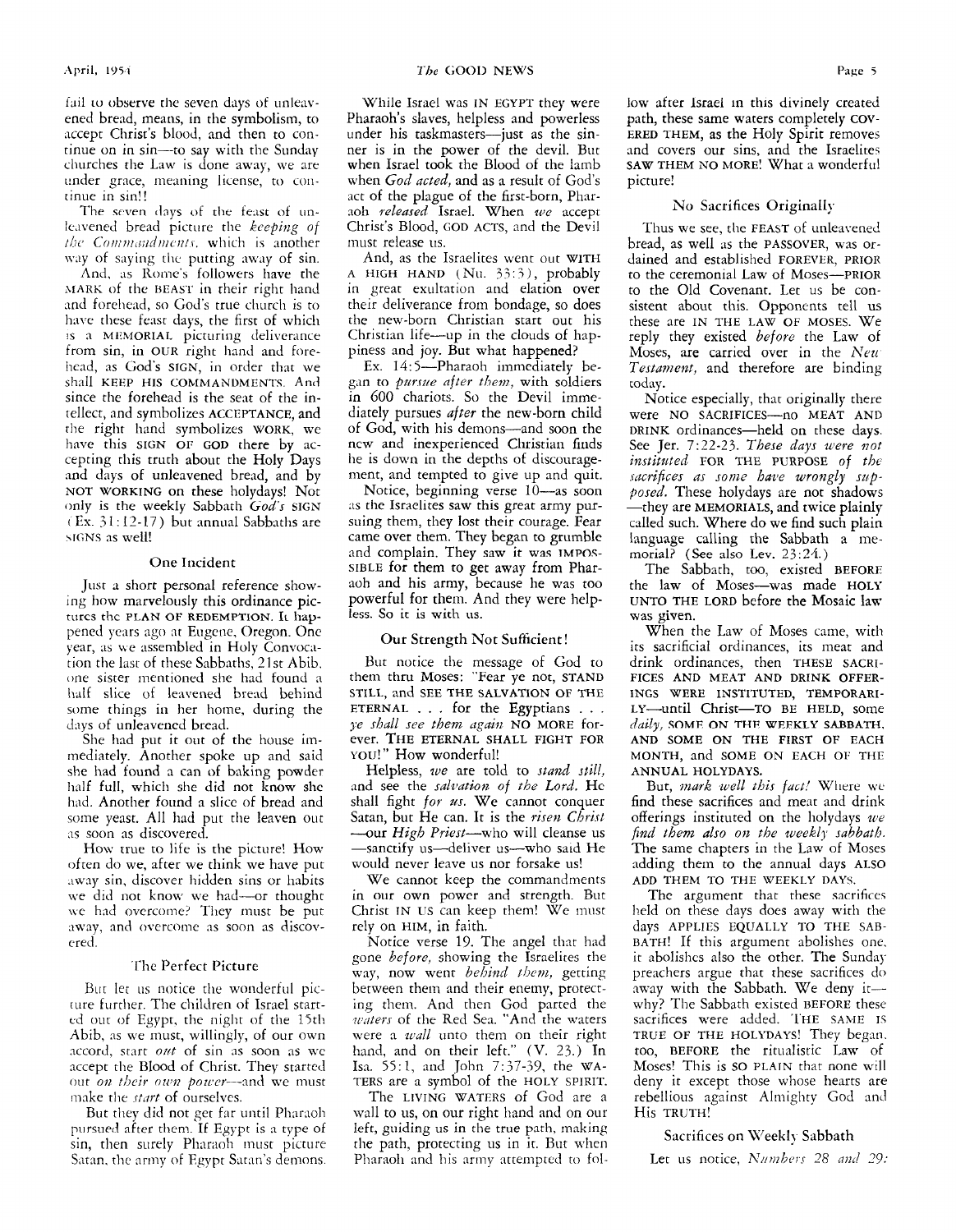fail to observe the seven days of unleavened bread, means, in the symbolism, to accept Christ's blood, and then to continue on in sin—to say with the Sunday churches the Law is done away, we are under grace, meaning license, to continue in sin!!

The seven days of the feast of unleavened bread picture the *keeping of the Commandments*, which is another way of saying the putting away of sin.

And, as Rome's followers have the MARK of the BEAST in their right hand and forehead, so God's true church is to have these feast days, the first of which is a MEMORIAL picturing deliverance from sin, in OUR right hand and forehead, as God's SIGN, in order that we shall KEEP HIS COMMANDMENTS. And since the forehead is the seat of the intellect, and symbolizes ACCEPTANCE, and the right hand symbolizes WORK, we have this SIGN OF GOD there by accepting this truth about the Holy Days and days of unleavened bread, and by NOT WORKING on these holydays! Not only is the weekly Sabbath *God's* SIGN (Ex. 31:12-17) but annual Sabbaths are SIGNS as well!

## One Incident

Just a short personal reference showing how marvelously this ordinance pictures the PLAN OF REDEMPTION. It happened years ago at Eugene, Oregon. One year, as we assembled in Holy Convocation the last of these Sabbaths, 21st Abib, one sister mentioned she had found a half slice of leavened bread behind some things in her home, during the days of unleavened bread.

She had put it out of the house immediately. Another spoke up and said she had found a can of baking powder half full, which she did not know she had. Another found a slice of bread and some yeast. All had put the leaven out as soon as discovered.

How true to life is the picture! How often do we, after we think we have put away sin, discover hidden sins or habits we did not know we had—or thought we had overcome? They must be put away, and overcome as soon as discovered.

## The Perfect Picture

But let us notice the wonderful picture further. The children of Israel started out of Egypt, the night of the 15th Abib, as we must, willingly, of our own accord, start *out* of sin as soon as we accept the Blood of Christ. They started out *on their own power*—and we must make the *start* of ourselves.

But they did not get far until Pharaoh pursued after them. If Egypt is a type of sin, then surely Pharaoh must picture Satan, the army of Egypt Satan's demons.

While Israel was IN EGYPT they were Pharaoh's slaves, helpless and powerless under his taskmasters—just as the sinner is in the power of the devil. But when Israel took the Blood of the lamb when *God acted*, and as a result of God's act of the plague of the first-born, Pharaoh *released* Israel. When *we* accept Christ's Blood, GOD ACTS, and the Devil must release us.

And, as the Israelites went out WITH A HIGH HAND (Nu. 33:3), probably in great exultation and elation over their deliverance from bondage, so does the new-born Christian start out his Christian life—up in the clouds of happiness and joy. But what happened?

Ex. 14:5—Pharaoh immediately began to *pursue after them*, with soldiers in 600 chariots. So the Devil immediately pursues *after* the new-born child of God, with his demons—and soon the new and inexperienced Christian finds he is down in the depths of discouragement, and tempted to give up and quit.

Notice, beginning verse 10—as soon as the Israelites saw this great army pursuing them, they lost their courage. Fear came over them. They began to grumble and complain. They saw it was IMPOSSIBLE for them to get away from Pharaoh and his army, because he was too powerful for them. And they were helpless. So it is with us.

## Our Strength Not Sufficient!

But notice the message of God to them thru Moses: "Fear ye not, STAND STILL, and SEE THE SALVATION OF THE ETERNAL . . . for the Egyptians . . . *ye shall see them again* NO MORE forever. THE ETERNAL SHALL FIGHT FOR YOU!" How wonderful!

Helpless, *we* are told to *stand still*, and see the *salvation of the Lord*. He shall fight *for us*. We cannot conquer Satan, but He can. It is the *risen Christ*—our *High Priest*—who will cleanse us—sanctify us—deliver us—who said He would never leave us nor forsake us!

We cannot keep the commandments in our own power and strength. But Christ IN US can keep them! We must rely on HIM, in faith.

Notice verse 19. The angel that had gone *before*, showing the Israelites the way, now went *behind them*, getting between them and their enemy, protecting them. And then God parted the *waters* of the Red Sea. "And the waters were a *wall* unto them on their right hand, and on their left." (V. 23.) In Isa. 55:1, and John 7:37-39, the WATERS are a symbol of the HOLY SPIRIT.

The LIVING WATERS of God are a wall to us, on our right hand and on our left, guiding us in the true path, making the path, protecting us in it. But when Pharaoh and his army attempted to follow after Israel in this divinely created path, these same waters completely COVERED THEM, as the Holy Spirit removes and covers our sins, and the Israelites SAW THEM NO MORE! What a wonderful picture!

## No Sacrifices Originally

Thus we see, the FEAST of unleavened bread, as well as the PASSOVER, was ordained and established FOREVER, PRIOR to the ceremonial Law of Moses—PRIOR to the Old Covenant. Let us be consistent about this. Opponents tell us these are IN THE LAW OF MOSES. We reply they existed *before* the Law of Moses, are carried over in the *New Testament*, and therefore are binding today.

Notice especially, that originally there were NO SACRIFICES—no MEAT AND DRINK ordinances—held on these days. See Jer. 7:22-23. *These days were not instituted* FOR THE PURPOSE *of the sacrifices as some have wrongly supposed*. These holydays are not shadows—they are MEMORIALS, and twice plainly called such. Where do we find such plain language calling the Sabbath a memorial? (See also Lev. 23:24.)

The Sabbath, too, existed BEFORE the law of Moses—was made HOLY UNTO THE LORD before the Mosaic law was given.

When the Law of Moses came, with its sacrificial ordinances, its meat and drink ordinances, then THESE SACRIFICES AND MEAT AND DRINK OFFERINGS WERE INSTITUTED, TEMPORARILY—until Christ—TO BE HELD, some *daily*, SOME ON THE WEEKLY SABBATH, AND SOME ON THE FIRST OF EACH MONTH, and SOME ON EACH OF THE ANNUAL HOLYDAYS.

But, *mark well this fact!* Where we find these sacrifices and meat and drink offerings instituted on the holydays *we find them also on the weekly sabbath*. The same chapters in the Law of Moses adding them to the annual days ALSO ADD THEM TO THE WEEKLY DAYS.

The argument that these sacrifices held on these days does away with the days APPLIES EQUALLY TO THE SABBATH! If this argument abolishes one, it abolishes also the other. The Sunday preachers argue that these sacrifices do away with the Sabbath. We deny it—why? The Sabbath existed BEFORE these sacrifices were added. THE SAME IS TRUE OF THE HOLYDAYS! They began, too, BEFORE the ritualistic Law of Moses! This is SO PLAIN that none will deny it except those whose hearts are rebellious against Almighty God and His TRUTH!

## Sacrifices on Weekly Sabbath

Let us notice, *Numbers 28 and 29:*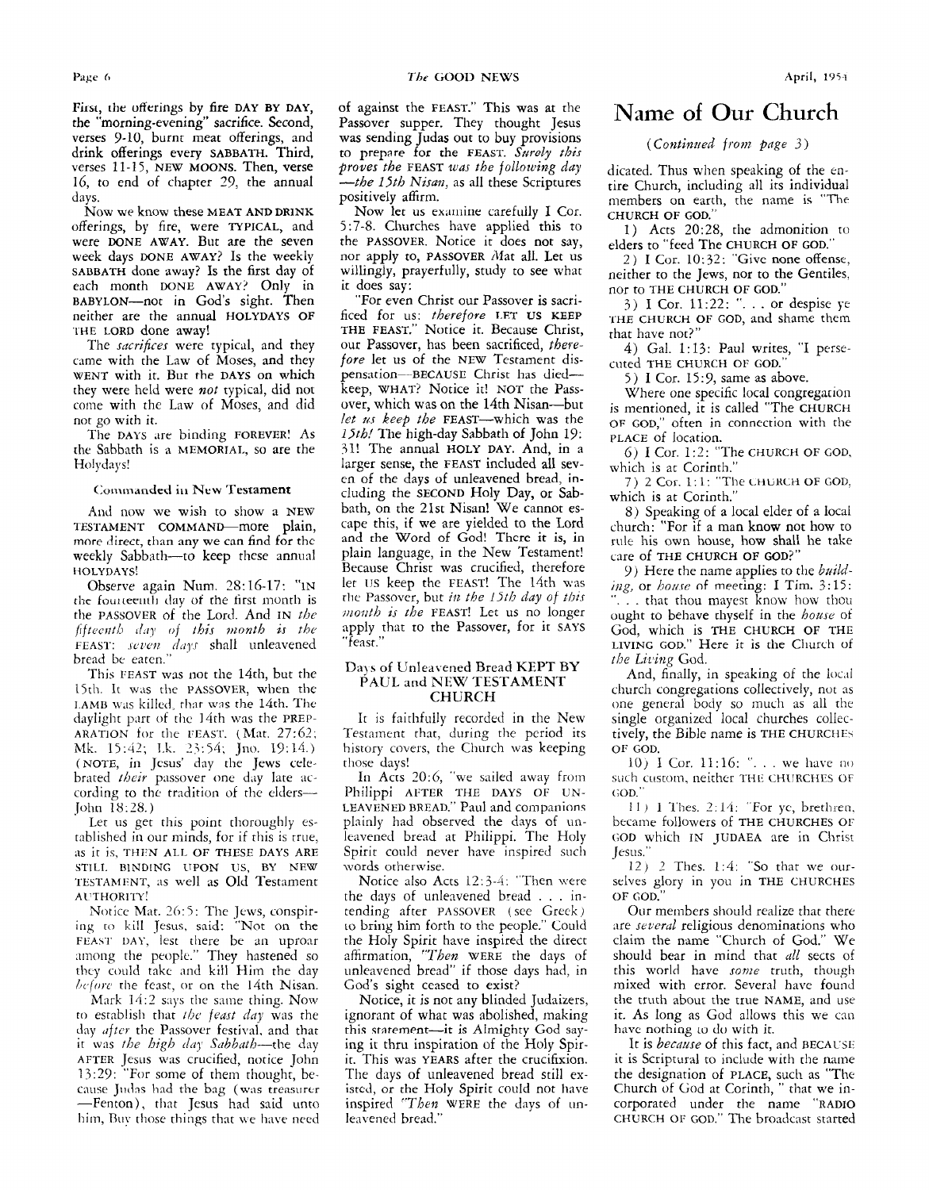First, the offerings by fire DAY BY DAY, the "morning-evening" sacrifice. Second, verses 9-10, burnt meat offerings, and drink offerings every SABBATH. Third, verses 11-15, NEW MOONS. Then, verse 16, to end of chapter 29, the annual days.

Now we know these MEAT AND DRINK offerings, by fire, were TYPICAL, and were DONE AWAY. But are the seven week days DONE AWAY? Is the weekly SABBATH done away? Is the first day of each month DONE AWAY? Only in BABYLON—not in God's sight. Then neither are the annual HOLYDAYS OF THE LORD done away!

The *sacrifices* were typical, and they came with the Law of Moses, and they WENT with it. But the DAYS on which they were held were *not* typical, did not come with the Law of Moses, and did not go with it.

The DAYS are binding FOREVER! As the Sabbath is a MEMORIAL, so are the Holydays!

#### Commanded in New Testament

And now we wish to show a NEW TESTAMENT COMMAND—more plain, more direct, than any we can find for the weekly Sabbath—to keep these annual HOLYDAYS!

Observe again Num. 28:16-17: "IN the fourteenth day of the first month is the PASSOVER of the Lord. And IN *the fifteenth day of this month is the* FEAST: *seven days* shall unleavened bread be eaten."

This FEAST was not the 14th, but the 15th. It was the PASSOVER, when the LAMB was killed, that was the 14th. The daylight part of the 14th was the PREPARATION for the FEAST. (Mat. 27:62; Mk. 15:42; Lk. 23:54; Jno. 19:14.) (NOTE, in Jesus' day the Jews celebrated *their* passover one day late according to the tradition of the elders—John 18:28.)

Let us get this point thoroughly established in our minds, for if this is true, as it is, THEN ALL OF THESE DAYS ARE STILL BINDING UPON US, BY NEW TESTAMENT, as well as Old Testament AUTHORITY!

Notice Mat. 26:5: The Jews, conspiring to kill Jesus, said: "Not on the FEAST DAY, lest there be an uproar among the people." They hastened so they could take and kill Him the day *before* the feast, or on the 14th Nisan.

Mark 14:2 says the same thing. Now to establish that *the feast day* was the day *after* the Passover festival, and that it was *the high day Sabbath*—the day AFTER Jesus was crucified, notice John 13:29: "For some of them thought, because Judas had the bag (was treasurer—Fenton), that Jesus had said unto him, Buy those things that we have need of against the FEAST." This was at the Passover supper. They thought Jesus was sending Judas out to buy provisions to prepare for the FEAST. *Surely this proves the* FEAST *was the following day—the 15th Nisan,* as all these Scriptures positively affirm.

Now let us examine carefully I Cor. 5:7-8. Churches have applied this to the PASSOVER. Notice it does not say, nor apply to, PASSOVER *at* all. Let us willingly, prayerfully, study to see what it does say:

"For even Christ our Passover is sacrificed for us: *therefore* LET US KEEP THE FEAST." Notice it. Because Christ, our Passover, has been sacrificed, *therefore* let us of the NEW Testament dispensation—BECAUSE Christ has died—keep, WHAT? Notice it! NOT the Passover, which was on the 14th Nisan—but *let us keep the* FEAST—which was the *15th!* The high-day Sabbath of John 19:31! The annual HOLY DAY. And, in a larger sense, the FEAST included all seven of the days of unleavened bread, including the SECOND Holy Day, or Sabbath, on the 21st Nisan! We cannot escape this, if we are yielded to the Lord and the Word of God! There it is, in plain language, in the New Testament! Because Christ was crucified, therefore let US keep the FEAST! The 14th was the Passover, but *in the 15th day of this month is the* FEAST! Let us no longer apply that to the Passover, for it SAYS "feast."

#### Days of Unleavened Bread KEPT BY PAUL and NEW TESTAMENT CHURCH

It is faithfully recorded in the New Testament that, during the period its history covers, the Church was keeping those days!

In Acts 20:6, "we sailed away from Philippi AFTER THE DAYS OF UNLEAVENED BREAD." Paul and companions plainly had observed the days of unleavened bread at Philippi. The Holy Spirit could never have inspired such words otherwise.

Notice also Acts 12:3-4: "Then were the days of unleavened bread . . . intending after PASSOVER (see Greek) to bring him forth to the people." Could the Holy Spirit have inspired the direct affirmation, *"Then* WERE the days of unleavened bread" if those days had, in God's sight ceased to exist?

Notice, it is not any blinded Judaizers, ignorant of what was abolished, making this statement—it is Almighty God saying it thru inspiration of the Holy Spirit. This was YEARS after the crucifixion. The days of unleavened bread still existed, or the Holy Spirit could not have inspired *"Then* WERE the days of unleavened bread."

## Name of Our Church

*(Continued from page 3)*

dicated. Thus when speaking of the entire Church, including all its individual members on earth, the name is "The CHURCH OF GOD."

1) Acts 20:28, the admonition to elders to "feed The CHURCH OF GOD."

2) I Cor. 10:32: "Give none offense, neither to the Jews, nor to the Gentiles, nor to THE CHURCH OF GOD."

3) I Cor. 11:22: ". . . or despise ye THE CHURCH OF GOD, and shame them that have not?"

4) Gal. 1:13: Paul writes, "I persecuted THE CHURCH OF GOD."

5) I Cor. 15:9, same as above.

Where one specific local congregation is mentioned, it is called "The CHURCH OF GOD," often in connection with the PLACE of location.

6) I Cor. 1:2: "The CHURCH OF GOD, which is at Corinth."

7) 2 Cor. 1:1: "The CHURCH OF GOD, which is at Corinth."

8) Speaking of a local elder of a local church: "For if a man know not how to rule his own house, how shall he take care of THE CHURCH OF GOD?"

9) Here the name applies to the *building*, or *house* of meeting: I Tim. 3:15: ". . . that thou mayest know how thou ought to behave thyself in the *house* of God, which is THE CHURCH OF THE LIVING GOD." Here it is the Church of *the Living* God.

And, finally, in speaking of the local church congregations collectively, not as one general body so much as all the single organized local churches collectively, the Bible name is THE CHURCHES OF GOD.

10) I Cor. 11:16: ". . . we have no such custom, neither THE CHURCHES OF GOD."

11) 1 Thes. 2:14: "For ye, brethren, became followers of THE CHURCHES OF GOD which IN JUDAEA are in Christ Jesus."

12) 2 Thes. 1:4: "So that we ourselves glory in you in THE CHURCHES OF GOD."

Our members should realize that there are *several* religious denominations which claim the name "Church of God." We should bear in mind that *all* sects of this world have *some* truth, though mixed with error. Several have found the truth about the true NAME, and use it. As long as God allows this we can have nothing to do with it.

It is *because* of this fact, and BECAUSE it is Scriptural to include with the name the designation of PLACE, such as "The Church of God at Corinth, " that we incorporated under the name "RADIO CHURCH OF GOD." The broadcast started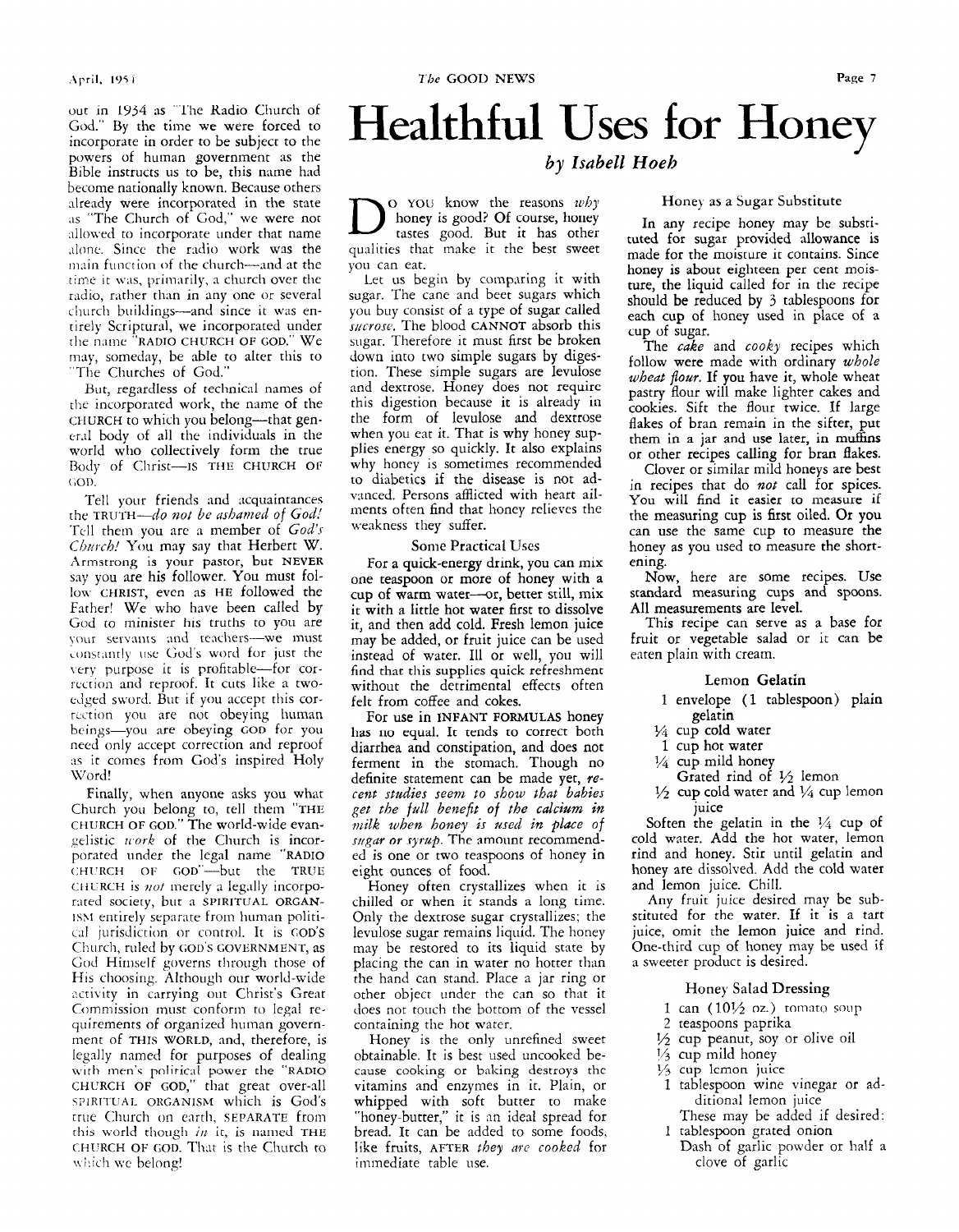out in 1934 as "The Radio Church of God." By the time we were forced to incorporate in order to be subject to the powers of human government as the Bible instructs us to be, this name had become nationally known. Because others already were incorporated in the state as "The Church of God," we were not allowed to incorporate under that name alone. Since the radio work was the main function of the church—and at the time it was, primarily, a church over the radio, rather than in any one or several church buildings—and since it was entirely Scriptural, we incorporated under the name "RADIO CHURCH OF GOD." We may, someday, be able to alter this to "The Churches of God."

But, regardless of technical names of the incorporated work, the name of the CHURCH to which you belong—that general body of all the individuals in the world who collectively form the true Body of Christ—IS THE CHURCH OF GOD.

Tell your friends and acquaintances the TRUTH—*do not be ashamed of God!* Tell them you are a member of *God's Church!* You may say that Herbert W. Armstrong is your pastor, but NEVER say you are his follower. You must follow CHRIST, even as HE followed the Father! We who have been called by God to minister his truths to you are your servants and teachers—we must constantly use God's word for just the very purpose it is profitable—for correction and reproof. It cuts like a two-edged sword. But if you accept this correction you are not obeying human beings—you are obeying GOD for you need only accept correction and reproof as it comes from God's inspired Holy Word!

Finally, when anyone asks you what Church you belong to, tell them "THE CHURCH OF GOD." The world-wide evangelistic *work* of the Church is incorporated under the legal name "RADIO CHURCH OF GOD"—but the TRUE CHURCH is *not* merely a legally incorporated society, but a SPIRITUAL ORGANISM entirely separate from human political jurisdiction or control. It is GOD'S Church, ruled by GOD'S GOVERNMENT, as God Himself governs through those of His choosing. Although our world-wide activity in carrying out Christ's Great Commission must conform to legal requirements of organized human government of THIS WORLD, and, therefore, is legally named for purposes of dealing with men's political power the "RADIO CHURCH OF GOD," that great over-all SPIRITUAL ORGANISM which is God's true Church on earth, SEPARATE from this world though *in* it, is named THE CHURCH OF GOD. That is the Church to which we belong!

# Healthful Uses for Honey

*by Isabell Hoeh*

DO YOU know the reasons *why* honey is good? Of course, honey tastes good. But it has other qualities that make it the best sweet you can eat.

Let us begin by comparing it with sugar. The cane and beet sugars which you buy consist of a type of sugar called *sucrose*. The blood CANNOT absorb this sugar. Therefore it must first be broken down into two simple sugars by digestion. These simple sugars are levulose and dextrose. Honey does not require this digestion because it is already in the form of levulose and dextrose when you eat it. That is why honey supplies energy so quickly. It also explains why honey is sometimes recommended to diabetics if the disease is not advanced. Persons afflicted with heart ailments often find that honey relieves the weakness they suffer.

## Some Practical Uses

For a quick-energy drink, you can mix one teaspoon or more of honey with a cup of warm water—or, better still, mix it with a little hot water first to dissolve it, and then add cold. Fresh lemon juice may be added, or fruit juice can be used instead of water. Ill or well, you will find that this supplies quick refreshment without the detrimental effects often felt from coffee and cokes.

For use in INFANT FORMULAS honey has no equal. It tends to correct both diarrhea and constipation, and does not ferment in the stomach. Though no definite statement can be made yet, *recent studies seem to show that babies get the full benefit of the calcium in milk when honey is used in place of sugar or syrup.* The amount recommended is one or two teaspoons of honey in eight ounces of food.

Honey often crystallizes when it is chilled or when it stands a long time. Only the dextrose sugar crystallizes; the levulose sugar remains liquid. The honey may be restored to its liquid state by placing the can in water no hotter than the hand can stand. Place a jar ring or other object under the can so that it does not touch the bottom of the vessel containing the hot water.

Honey is the only unrefined sweet obtainable. It is best used uncooked because cooking or baking destroys the vitamins and enzymes in it. Plain, or whipped with soft butter to make "honey-butter," it is an ideal spread for bread. It can be added to some foods, like fruits, AFTER *they are cooked* for immediate table use.

## Honey as a Sugar Substitute

In any recipe honey may be substituted for sugar provided allowance is made for the moisture it contains. Since honey is about eighteen per cent moisture, the liquid called for in the recipe should be reduced by 3 tablespoons for each cup of honey used in place of a cup of sugar.

The *cake* and *cooky* recipes which follow were made with ordinary *whole wheat flour.* If you have it, whole wheat pastry flour will make lighter cakes and cookies. Sift the flour twice. If large flakes of bran remain in the sifter, put them in a jar and use later, in muffins or other recipes calling for bran flakes.

Clover or similar mild honeys are best in recipes that do *not* call for spices. You will find it easier to measure if the measuring cup is first oiled. Or you can use the same cup to measure the honey as you used to measure the shortening.

Now, here are some recipes. Use standard measuring cups and spoons. All measurements are level.

This recipe can serve as a base for fruit or vegetable salad or it can be eaten plain with cream.

### Lemon Gelatin

- 1 envelope (1 tablespoon) plain gelatin
- ¼ cup cold water
- 1 cup hot water
- ¼ cup mild honey
- Grated rind of ½ lemon
- ½ cup cold water and ¼ cup lemon juice

Soften the gelatin in the ¼ cup of cold water. Add the hot water, lemon rind and honey. Stir until gelatin and honey are dissolved. Add the cold water and lemon juice. Chill.

Any fruit juice desired may be substituted for the water. If it is a tart juice, omit the lemon juice and rind. One-third cup of honey may be used if a sweeter product is desired.

### Honey Salad Dressing

- 1 can (10½ oz.) tomato soup
- 2 teaspoons paprika
- ½ cup peanut, soy or olive oil
- ⅓ cup mild honey
- ⅓ cup lemon juice
- 1 tablespoon wine vinegar or additional lemon juice

These may be added if desired:

- 1 tablespoon grated onion
- Dash of garlic powder or half a clove of garlic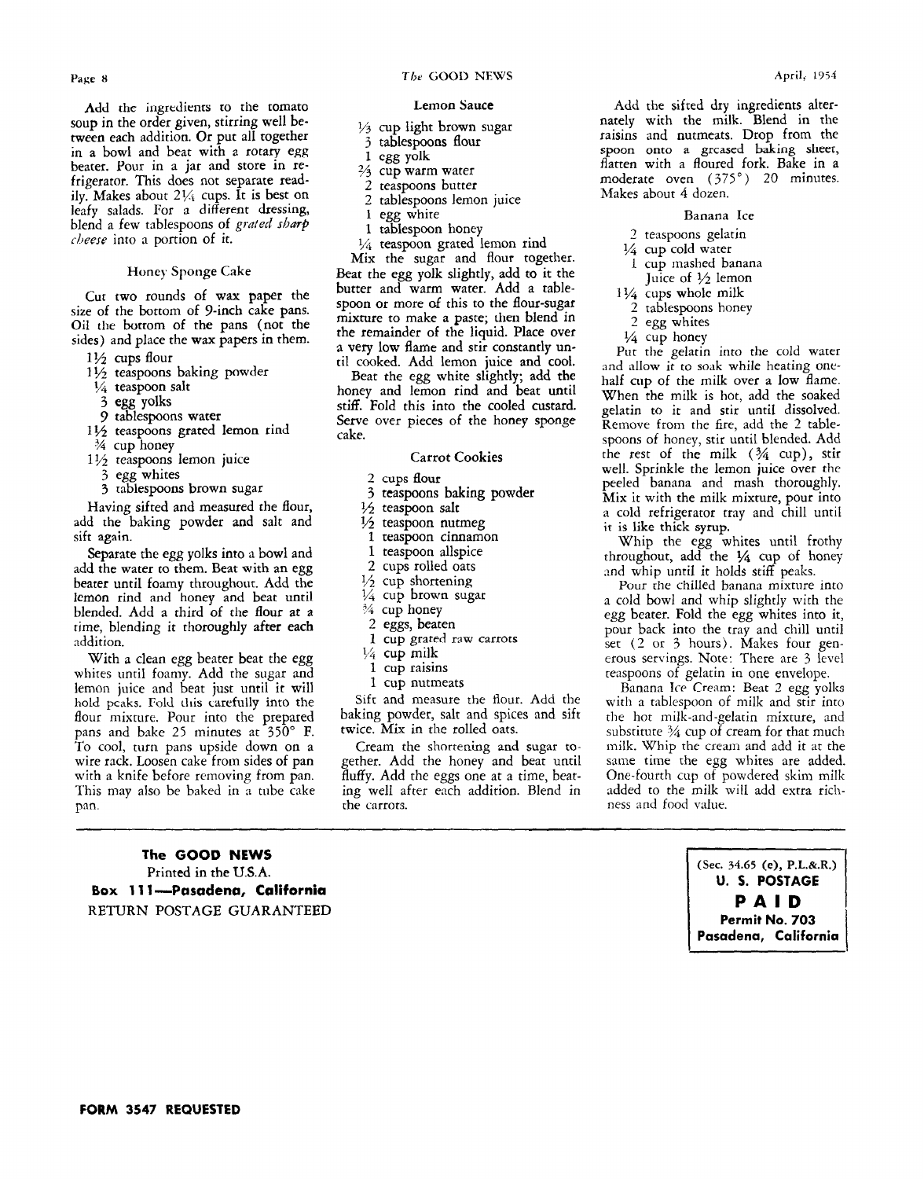Add the ingredients to the tomato soup in the order given, stirring well between each addition. Or put all together in a bowl and beat with a rotary egg beater. Pour in a jar and store in refrigerator. This does not separate readily. Makes about 2¼ cups. It is best on leafy salads. For a different dressing, blend a few tablespoons of *grated sharp cheese* into a portion of it.

### Honey Sponge Cake

Cut two rounds of wax paper the size of the bottom of 9-inch cake pans. Oil the bottom of the pans (not the sides) and place the wax papers in them.

- 1½ cups flour
- 1½ teaspoons baking powder
- ¼ teaspoon salt
- 3 egg yolks
- 9 tablespoons water
- 1½ teaspoons grated lemon rind
- ¾ cup honey
- 1½ teaspoons lemon juice
- 3 egg whites
- 3 tablespoons brown sugar

Having sifted and measured the flour, add the baking powder and salt and sift again.

Separate the egg yolks into a bowl and add the water to them. Beat with an egg beater until foamy throughout. Add the lemon rind and honey and beat until blended. Add a third of the flour at a time, blending it thoroughly after each addition.

With a clean egg beater beat the egg whites until foamy. Add the sugar and lemon juice and beat just until it will hold peaks. Fold this carefully into the flour mixture. Pour into the prepared pans and bake 25 minutes at 350° F. To cool, turn pans upside down on a wire rack. Loosen cake from sides of pan with a knife before removing from pan. This may also be baked in a tube cake pan.

### Lemon Sauce

- ⅓ cup light brown sugar
- 3 tablespoons flour
- 1 egg yolk
- ⅔ cup warm water
- 2 teaspoons butter
- 2 tablespoons lemon juice
- 1 egg white
- 1 tablespoon honey
- ¼ teaspoon grated lemon rind

Mix the sugar and flour together. Beat the egg yolk slightly, add to it the butter and warm water. Add a tablespoon or more of this to the flour-sugar mixture to make a paste; then blend in the remainder of the liquid. Place over a very low flame and stir constantly until cooked. Add lemon juice and cool.

Beat the egg white slightly; add the honey and lemon rind and beat until stiff. Fold this into the cooled custard. Serve over pieces of the honey sponge cake.

### Carrot Cookies

- 2 cups flour
- 3 teaspoons baking powder
- ½ teaspoon salt
- ½ teaspoon nutmeg
- 1 teaspoon cinnamon
- 1 teaspoon allspice
- 2 cups rolled oats
- ½ cup shortening
- ¼ cup brown sugar
- ¾ cup honey
- 2 eggs, beaten
- 1 cup grated raw carrots
- ¼ cup milk
- 1 cup raisins
- 1 cup nutmeats

Sift and measure the flour. Add the baking powder, salt and spices and sift twice. Mix in the rolled oats.

Cream the shortening and sugar together. Add the honey and beat until fluffy. Add the eggs one at a time, beating well after each addition. Blend in the carrots.

Add the sifted dry ingredients alternately with the milk. Blend in the raisins and nutmeats. Drop from the spoon onto a greased baking sheet, flatten with a floured fork. Bake in a moderate oven (375°) 20 minutes. Makes about 4 dozen.

### Banana Ice

- 2 teaspoons gelatin
- ¼ cup cold water
- 1 cup mashed banana
- Juice of ½ lemon
- 1¼ cups whole milk
- 2 tablespoons honey
- 2 egg whites
- ¼ cup honey

Put the gelatin into the cold water and allow it to soak while heating one-half cup of the milk over a low flame. When the milk is hot, add the soaked gelatin to it and stir until dissolved. Remove from the fire, add the 2 tablespoons of honey, stir until blended. Add the rest of the milk (¾ cup), stir well. Sprinkle the lemon juice over the peeled banana and mash thoroughly. Mix it with the milk mixture, pour into a cold refrigerator tray and chill until it is like thick syrup.

Whip the egg whites until frothy throughout, add the ¼ cup of honey and whip until it holds stiff peaks.

Pour the chilled banana mixture into a cold bowl and whip slightly with the egg beater. Fold the egg whites into it, pour back into the tray and chill until set (2 or 3 hours). Makes four generous servings. Note: There are 3 level teaspoons of gelatin in one envelope.

Banana Ice Cream: Beat 2 egg yolks with a tablespoon of milk and stir into the hot milk-and-gelatin mixture, and substitute ¾ cup of cream for that much milk. Whip the cream and add it at the same time the egg whites are added. One-fourth cup of powdered skim milk added to the milk will add extra richness and food value.

---

**The GOOD NEWS**
Printed in the U.S.A.
**Box 111—Pasadena, California**
RETURN POSTAGE GUARANTEED

(Sec. 34.65 (e), P.L.&R.)
**U. S. POSTAGE**
**PAID**
**Permit No. 703**
**Pasadena, California**

**FORM 3547 REQUESTED**